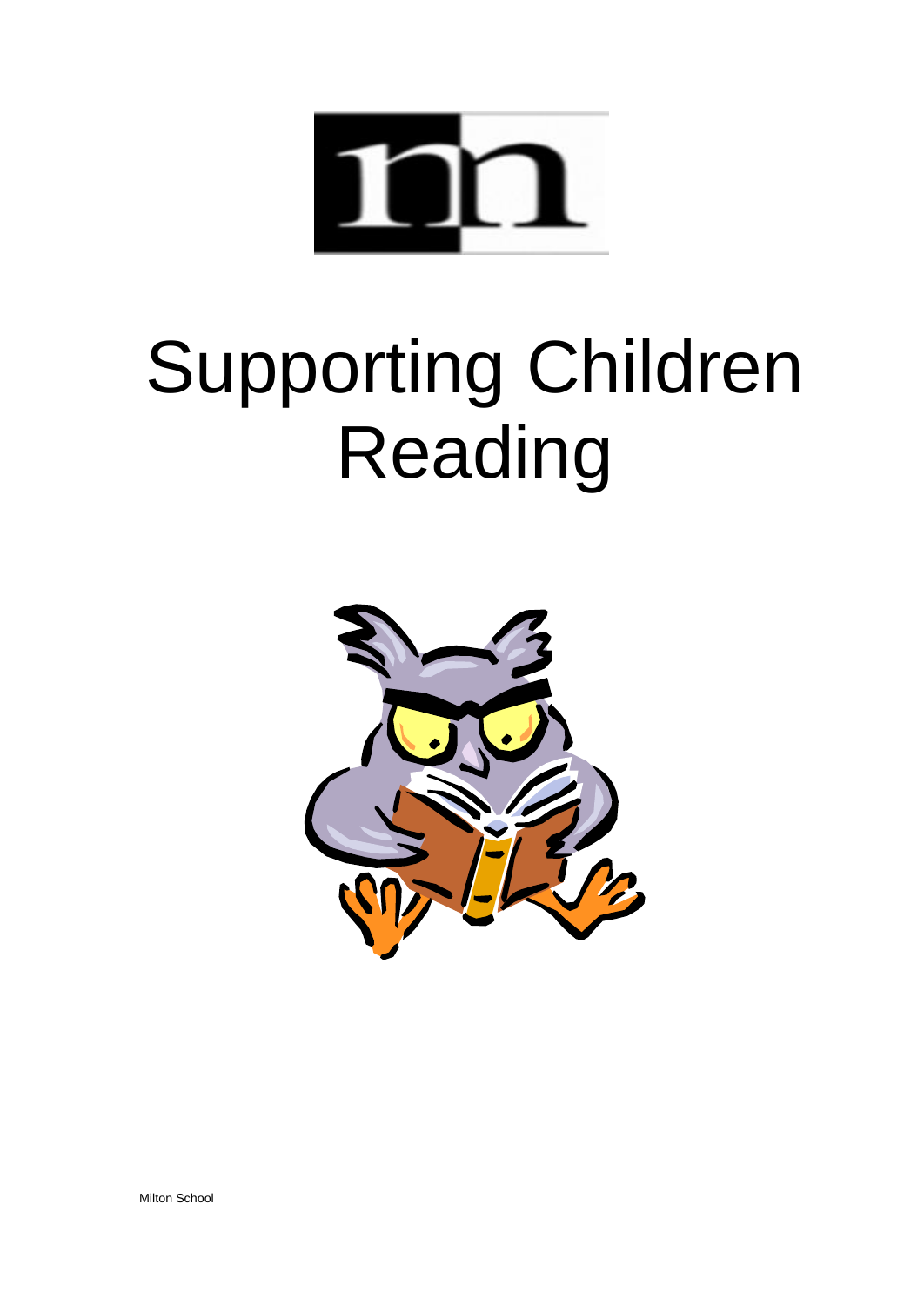# Supporting Children Reading

Milton School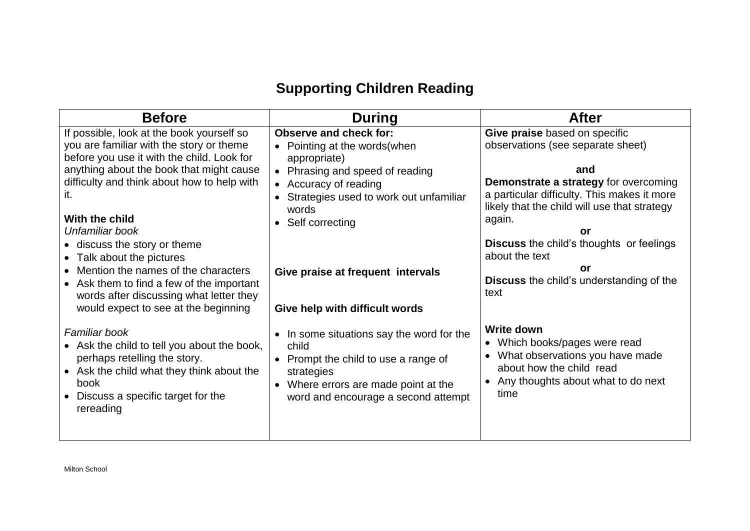# Supporting Children Reading

| Before | During | After |
| --- | --- | --- |
| If possible, look at the book yourself so you are familiar with the story or theme before you use it with the child. Look for anything about the book that might cause difficulty and think about how to help with it.<br><br>**With the child**<br>*Unfamiliar book*<br>• discuss the story or theme<br>• Talk about the pictures<br>• Mention the names of the characters<br>• Ask them to find a few of the important words after discussing what letter they would expect to see at the beginning<br><br>*Familiar book*<br>• Ask the child to tell you about the book, perhaps retelling the story.<br>• Ask the child what they think about the book<br>• Discuss a specific target for the rereading | **Observe and check for:**<br>• Pointing at the words(when appropriate)<br>• Phrasing and speed of reading<br>• Accuracy of reading<br>• Strategies used to work out unfamiliar words<br>• Self correcting<br><br>**Give praise at frequent intervals**<br><br>**Give help with difficult words**<br><br>• In some situations say the word for the child<br>• Prompt the child to use a range of strategies<br>• Where errors are made point at the word and encourage a second attempt | **Give praise** based on specific observations (see separate sheet)<br><br>**and**<br>**Demonstrate a strategy** for overcoming a particular difficulty. This makes it more likely that the child will use that strategy again.<br>**or**<br>**Discuss** the child's thoughts or feelings about the text<br>**or**<br>**Discuss** the child's understanding of the text<br><br>**Write down**<br>• Which books/pages were read<br>• What observations you have made about how the child read<br>• Any thoughts about what to do next time |

Milton School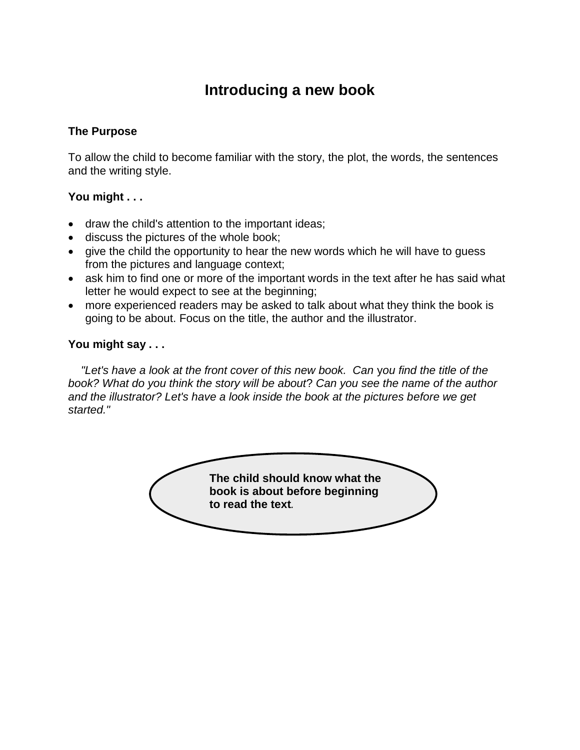# Introducing a new book

**The Purpose**

To allow the child to become familiar with the story, the plot, the words, the sentences and the writing style.

**You might . . .**

- draw the child's attention to the important ideas;
- discuss the pictures of the whole book;
- give the child the opportunity to hear the new words which he will have to guess from the pictures and language context;
- ask him to find one or more of the important words in the text after he has said what letter he would expect to see at the beginning;
- more experienced readers may be asked to talk about what they think the book is going to be about. Focus on the title, the author and the illustrator.

**You might say . . .**

*"Let's have a look at the front cover of this new book. Can you find the title of the book? What do you think the story will be about? Can you see the name of the author and the illustrator? Let's have a look inside the book at the pictures before we get started."*

**The child should know what the book is about before beginning to read the text.**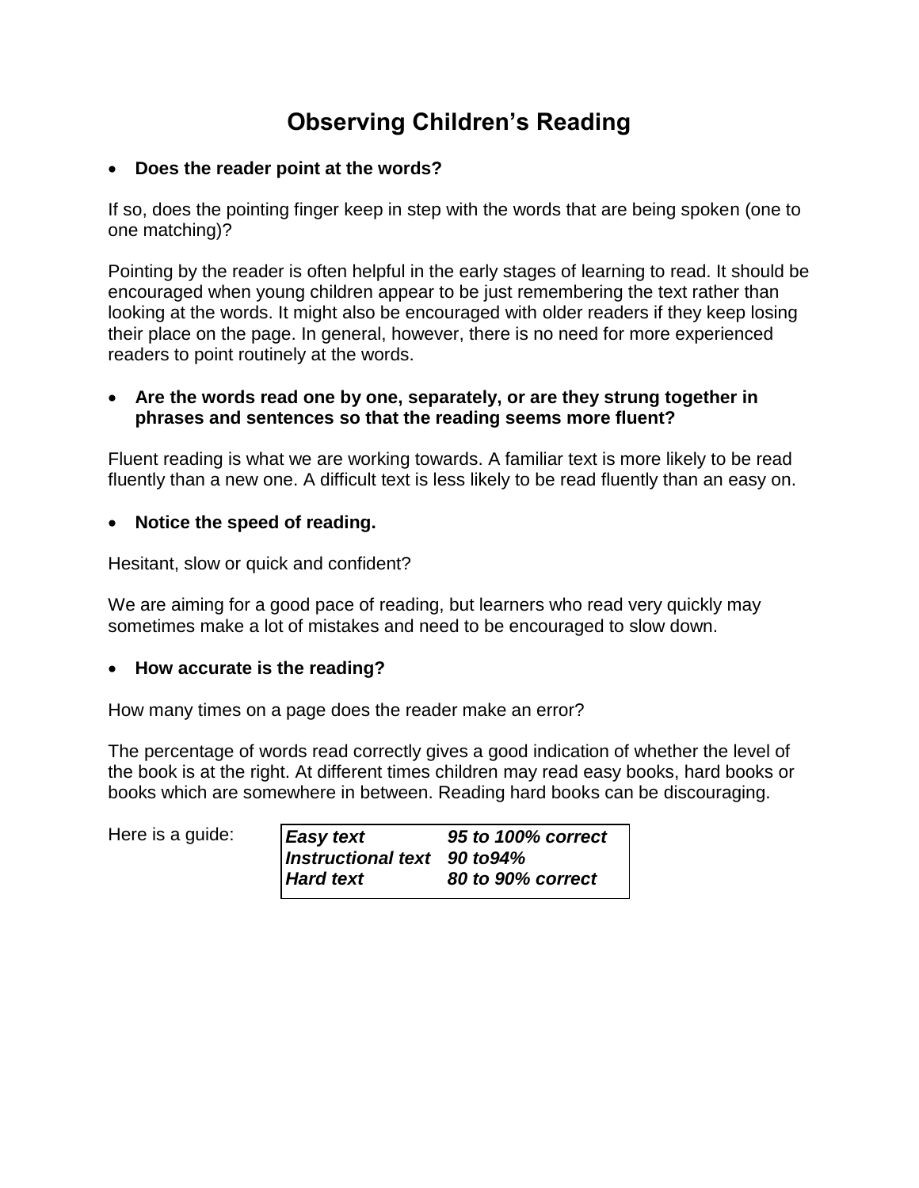# Observing Children's Reading

- **Does the reader point at the words?**

If so, does the pointing finger keep in step with the words that are being spoken (one to one matching)?

Pointing by the reader is often helpful in the early stages of learning to read. It should be encouraged when young children appear to be just remembering the text rather than looking at the words. It might also be encouraged with older readers if they keep losing their place on the page. In general, however, there is no need for more experienced readers to point routinely at the words.

- **Are the words read one by one, separately, or are they strung together in phrases and sentences so that the reading seems more fluent?**

Fluent reading is what we are working towards. A familiar text is more likely to be read fluently than a new one. A difficult text is less likely to be read fluently than an easy on.

- **Notice the speed of reading.**

Hesitant, slow or quick and confident?

We are aiming for a good pace of reading, but learners who read very quickly may sometimes make a lot of mistakes and need to be encouraged to slow down.

- **How accurate is the reading?**

How many times on a page does the reader make an error?

The percentage of words read correctly gives a good indication of whether the level of the book is at the right. At different times children may read easy books, hard books or books which are somewhere in between. Reading hard books can be discouraging.

Here is a guide:

| | |
|---|---|
| ***Easy text*** | ***95 to 100% correct*** |
| ***Instructional text*** | ***90 to94%*** |
| ***Hard text*** | ***80 to 90% correct*** |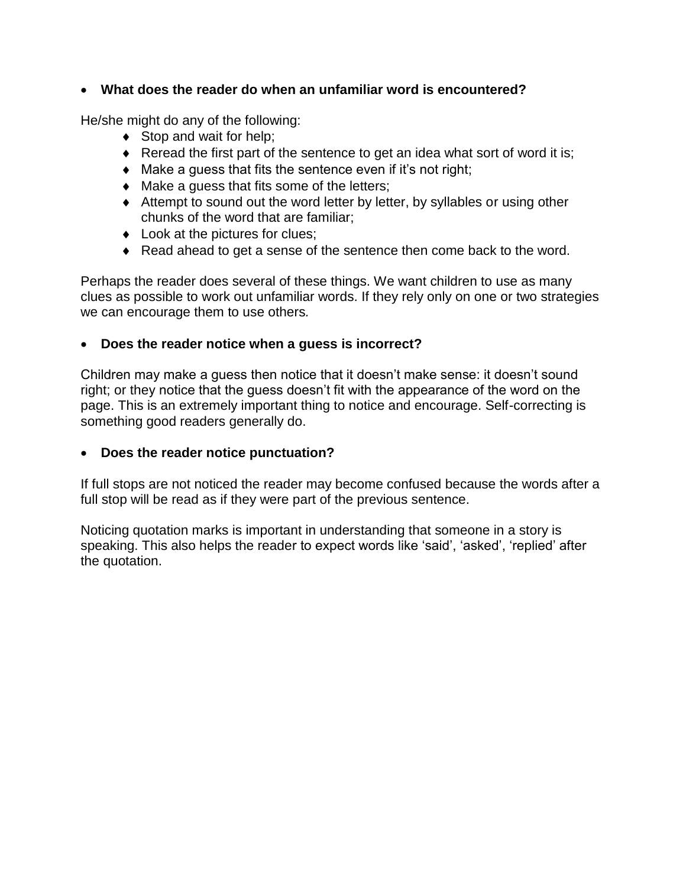- **What does the reader do when an unfamiliar word is encountered?**

He/she might do any of the following:

- Stop and wait for help;
- Reread the first part of the sentence to get an idea what sort of word it is;
- Make a guess that fits the sentence even if it's not right;
- Make a guess that fits some of the letters;
- Attempt to sound out the word letter by letter, by syllables or using other chunks of the word that are familiar;
- Look at the pictures for clues;
- Read ahead to get a sense of the sentence then come back to the word.

Perhaps the reader does several of these things. We want children to use as many clues as possible to work out unfamiliar words. If they rely only on one or two strategies we can encourage them to use others.

- **Does the reader notice when a guess is incorrect?**

Children may make a guess then notice that it doesn't make sense: it doesn't sound right; or they notice that the guess doesn't fit with the appearance of the word on the page. This is an extremely important thing to notice and encourage. Self-correcting is something good readers generally do.

- **Does the reader notice punctuation?**

If full stops are not noticed the reader may become confused because the words after a full stop will be read as if they were part of the previous sentence.

Noticing quotation marks is important in understanding that someone in a story is speaking. This also helps the reader to expect words like 'said', 'asked', 'replied' after the quotation.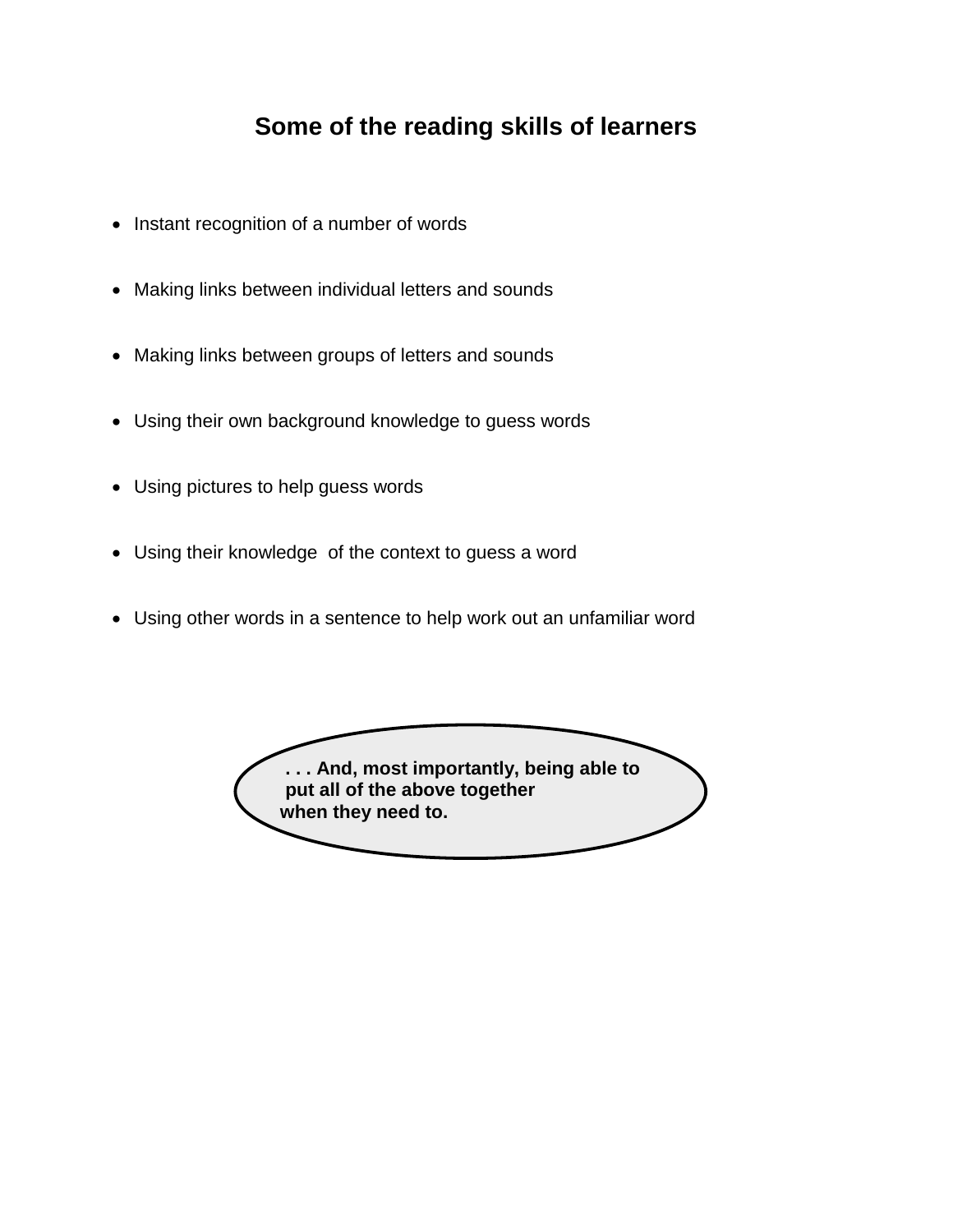## Some of the reading skills of learners

- Instant recognition of a number of words
- Making links between individual letters and sounds
- Making links between groups of letters and sounds
- Using their own background knowledge to guess words
- Using pictures to help guess words
- Using their knowledge of the context to guess a word
- Using other words in a sentence to help work out an unfamiliar word

**. . . And, most importantly, being able to put all of the above together when they need to.**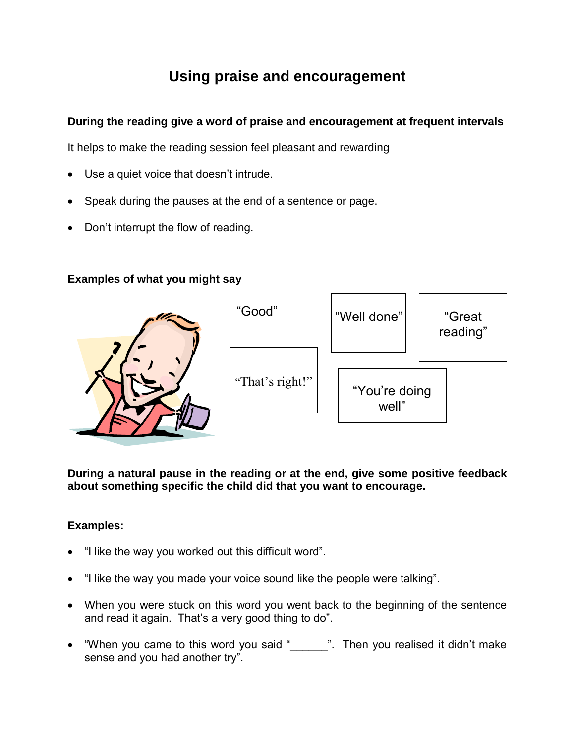# Using praise and encouragement

**During the reading give a word of praise and encouragement at frequent intervals**

It helps to make the reading session feel pleasant and rewarding

- Use a quiet voice that doesn't intrude.
- Speak during the pauses at the end of a sentence or page.
- Don't interrupt the flow of reading.

**Examples of what you might say**

"Good"

"Well done"

"Great reading"

"That's right!"

"You're doing well"

**During a natural pause in the reading or at the end, give some positive feedback about something specific the child did that you want to encourage.**

**Examples:**

- "I like the way you worked out this difficult word".
- "I like the way you made your voice sound like the people were talking".
- When you were stuck on this word you went back to the beginning of the sentence and read it again. That's a very good thing to do".
- "When you came to this word you said "______". Then you realised it didn't make sense and you had another try".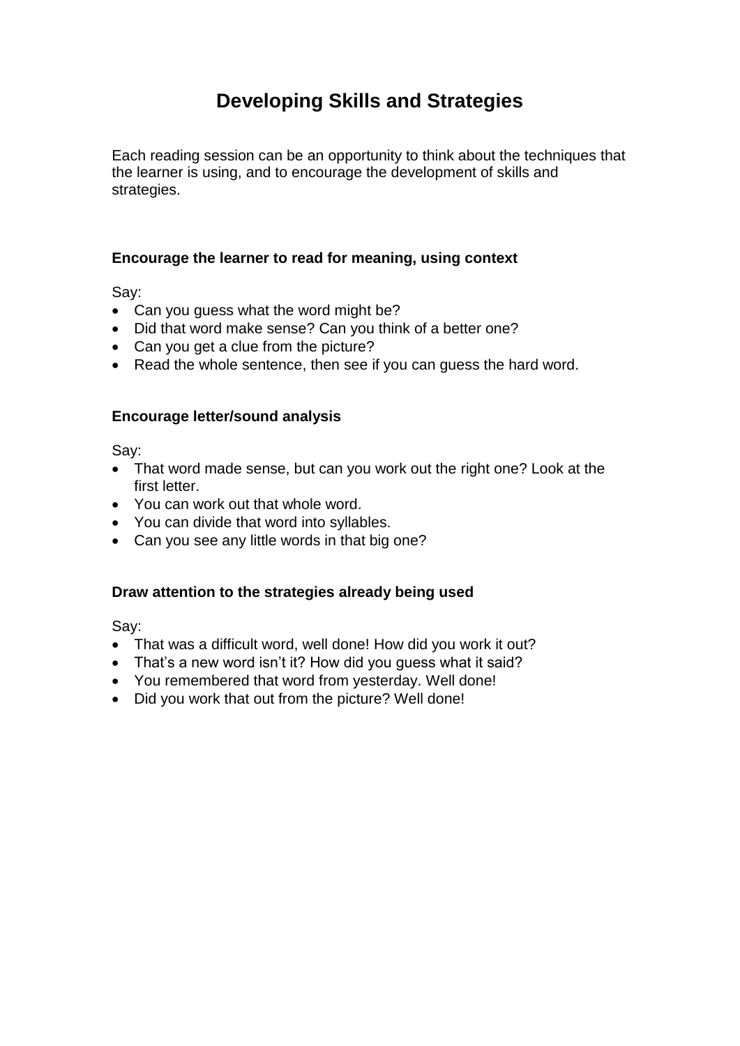# Developing Skills and Strategies

Each reading session can be an opportunity to think about the techniques that the learner is using, and to encourage the development of skills and strategies.

**Encourage the learner to read for meaning, using context**

Say:

- Can you guess what the word might be?
- Did that word make sense? Can you think of a better one?
- Can you get a clue from the picture?
- Read the whole sentence, then see if you can guess the hard word.

**Encourage letter/sound analysis**

Say:

- That word made sense, but can you work out the right one? Look at the first letter.
- You can work out that whole word.
- You can divide that word into syllables.
- Can you see any little words in that big one?

**Draw attention to the strategies already being used**

Say:

- That was a difficult word, well done! How did you work it out?
- That's a new word isn't it? How did you guess what it said?
- You remembered that word from yesterday. Well done!
- Did you work that out from the picture? Well done!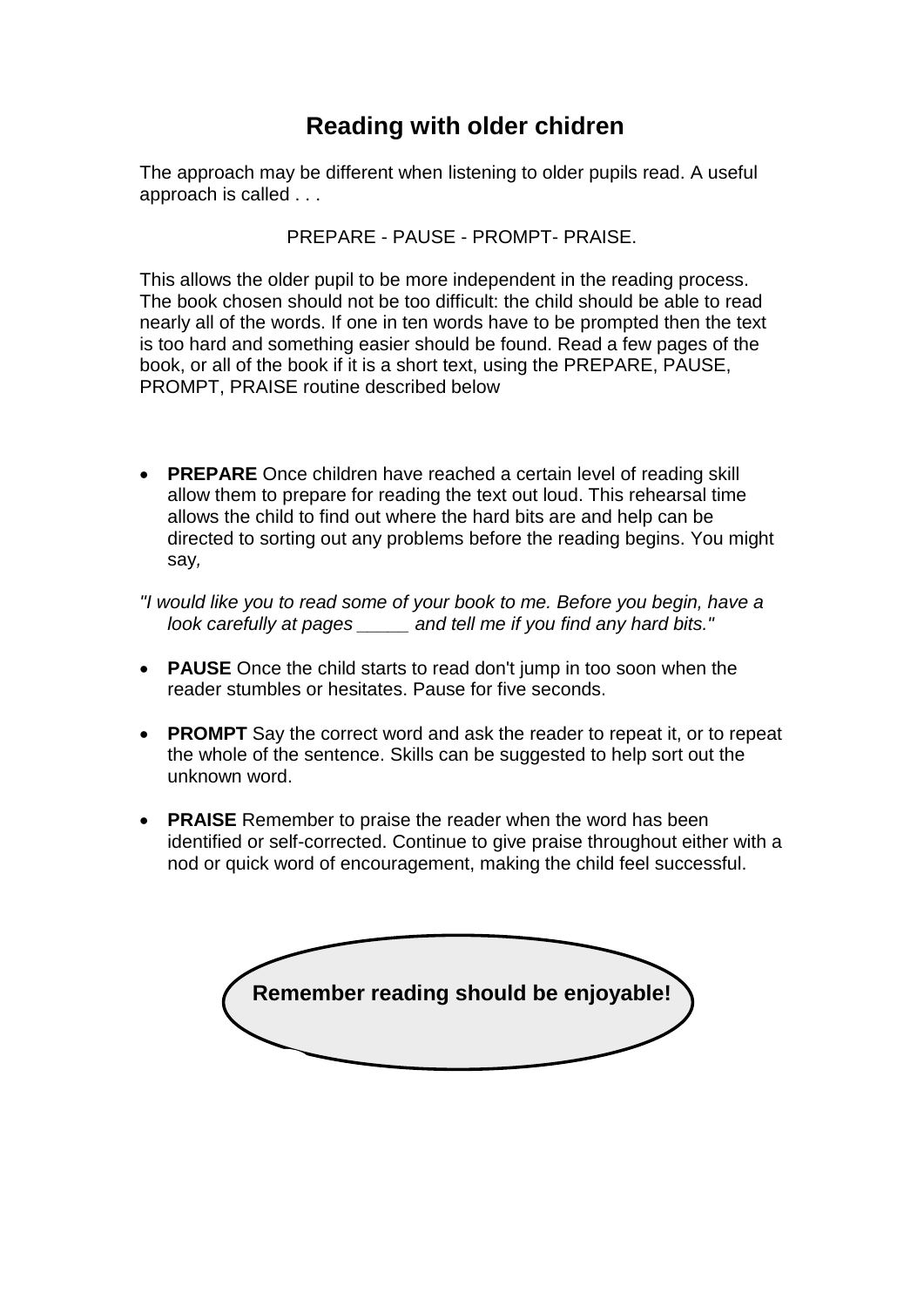# Reading with older chidren

The approach may be different when listening to older pupils read. A useful approach is called . . .

PREPARE - PAUSE - PROMPT- PRAISE.

This allows the older pupil to be more independent in the reading process. The book chosen should not be too difficult: the child should be able to read nearly all of the words. If one in ten words have to be prompted then the text is too hard and something easier should be found. Read a few pages of the book, or all of the book if it is a short text, using the PREPARE, PAUSE, PROMPT, PRAISE routine described below

- **PREPARE** Once children have reached a certain level of reading skill allow them to prepare for reading the text out loud. This rehearsal time allows the child to find out where the hard bits are and help can be directed to sorting out any problems before the reading begins. You might say,

*"I would like you to read some of your book to me. Before you begin, have a look carefully at pages _____ and tell me if you find any hard bits."*

- **PAUSE** Once the child starts to read don't jump in too soon when the reader stumbles or hesitates. Pause for five seconds.
- **PROMPT** Say the correct word and ask the reader to repeat it, or to repeat the whole of the sentence. Skills can be suggested to help sort out the unknown word.
- **PRAISE** Remember to praise the reader when the word has been identified or self-corrected. Continue to give praise throughout either with a nod or quick word of encouragement, making the child feel successful.

**Remember reading should be enjoyable!**